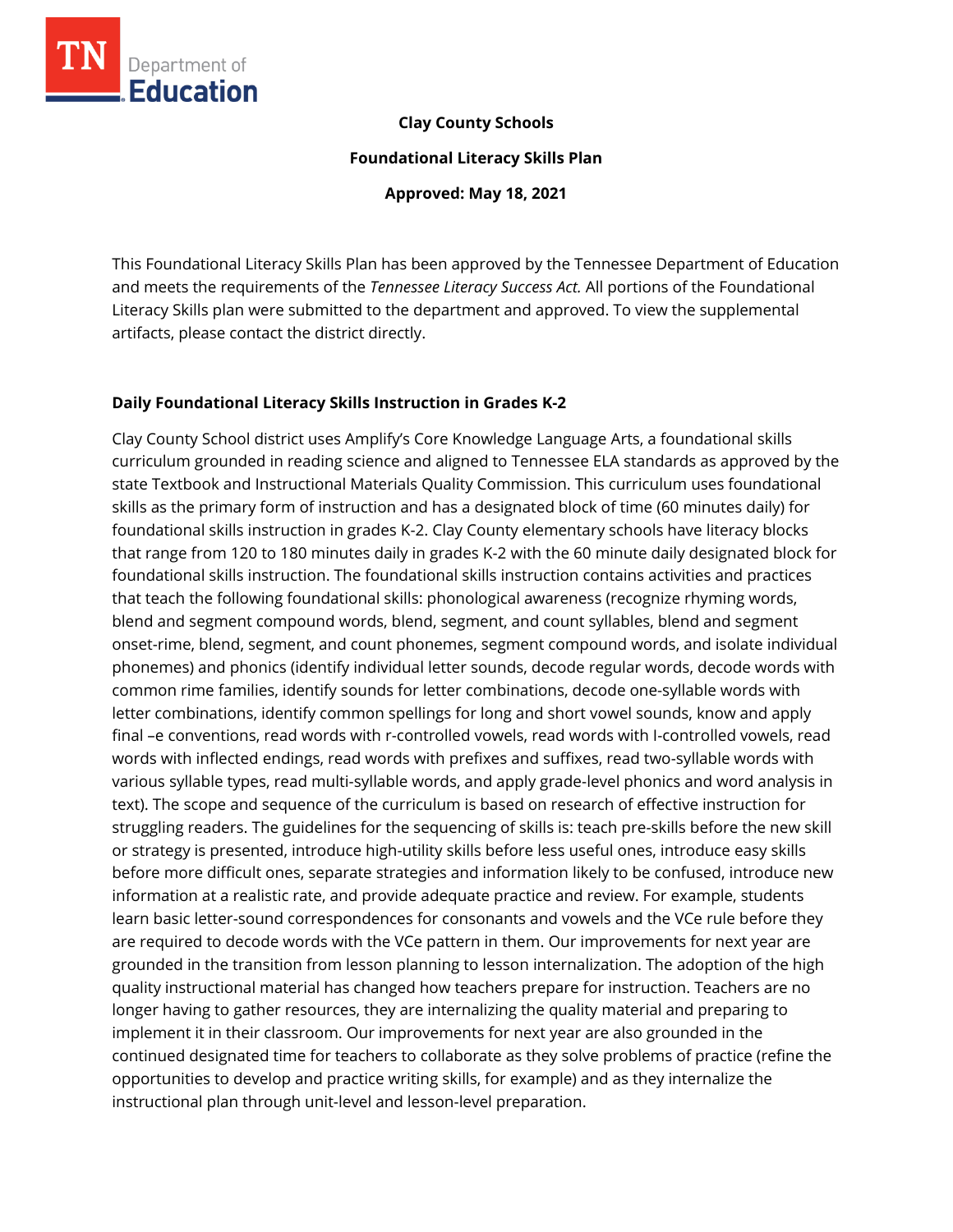**Clay County Schools**

**Foundational Literacy Skills Plan**

**Approved: May 18, 2021**

This Foundational Literacy Skills Plan has been approved by the Tennessee Department of Education and meets the requirements of the *Tennessee Literacy Success Act.* All portions of the Foundational Literacy Skills plan were submitted to the department and approved. To view the supplemental artifacts, please contact the district directly.

## Daily Foundational Literacy Skills Instruction in Grades K-2

Clay County School district uses Amplify's Core Knowledge Language Arts, a foundational skills curriculum grounded in reading science and aligned to Tennessee ELA standards as approved by the state Textbook and Instructional Materials Quality Commission. This curriculum uses foundational skills as the primary form of instruction and has a designated block of time (60 minutes daily) for foundational skills instruction in grades K-2. Clay County elementary schools have literacy blocks that range from 120 to 180 minutes daily in grades K-2 with the 60 minute daily designated block for foundational skills instruction. The foundational skills instruction contains activities and practices that teach the following foundational skills: phonological awareness (recognize rhyming words, blend and segment compound words, blend, segment, and count syllables, blend and segment onset-rime, blend, segment, and count phonemes, segment compound words, and isolate individual phonemes) and phonics (identify individual letter sounds, decode regular words, decode words with common rime families, identify sounds for letter combinations, decode one-syllable words with letter combinations, identify common spellings for long and short vowel sounds, know and apply final –e conventions, read words with r-controlled vowels, read words with l-controlled vowels, read words with inflected endings, read words with prefixes and suffixes, read two-syllable words with various syllable types, read multi-syllable words, and apply grade-level phonics and word analysis in text). The scope and sequence of the curriculum is based on research of effective instruction for struggling readers. The guidelines for the sequencing of skills is: teach pre-skills before the new skill or strategy is presented, introduce high-utility skills before less useful ones, introduce easy skills before more difficult ones, separate strategies and information likely to be confused, introduce new information at a realistic rate, and provide adequate practice and review. For example, students learn basic letter-sound correspondences for consonants and vowels and the VCe rule before they are required to decode words with the VCe pattern in them. Our improvements for next year are grounded in the transition from lesson planning to lesson internalization. The adoption of the high quality instructional material has changed how teachers prepare for instruction. Teachers are no longer having to gather resources, they are internalizing the quality material and preparing to implement it in their classroom. Our improvements for next year are also grounded in the continued designated time for teachers to collaborate as they solve problems of practice (refine the opportunities to develop and practice writing skills, for example) and as they internalize the instructional plan through unit-level and lesson-level preparation.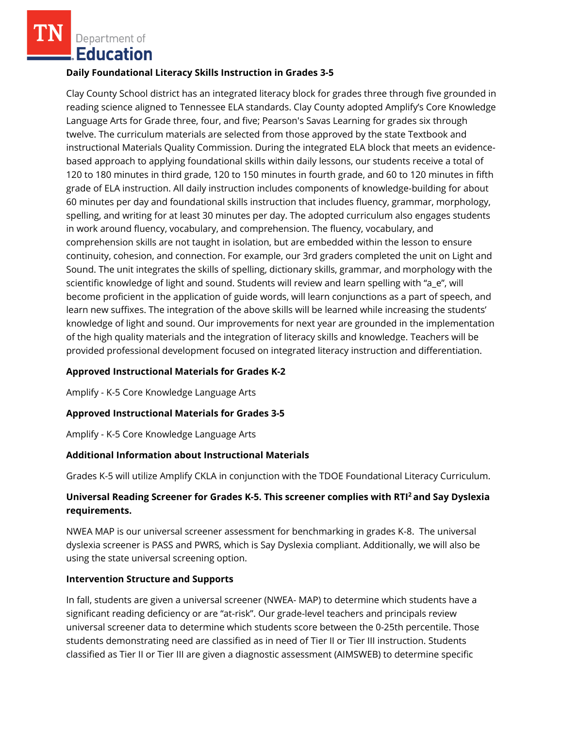**Daily Foundational Literacy Skills Instruction in Grades 3-5**

Clay County School district has an integrated literacy block for grades three through five grounded in reading science aligned to Tennessee ELA standards. Clay County adopted Amplify's Core Knowledge Language Arts for Grade three, four, and five; Pearson's Savas Learning for grades six through twelve. The curriculum materials are selected from those approved by the state Textbook and instructional Materials Quality Commission. During the integrated ELA block that meets an evidence-based approach to applying foundational skills within daily lessons, our students receive a total of 120 to 180 minutes in third grade, 120 to 150 minutes in fourth grade, and 60 to 120 minutes in fifth grade of ELA instruction. All daily instruction includes components of knowledge-building for about 60 minutes per day and foundational skills instruction that includes fluency, grammar, morphology, spelling, and writing for at least 30 minutes per day. The adopted curriculum also engages students in work around fluency, vocabulary, and comprehension. The fluency, vocabulary, and comprehension skills are not taught in isolation, but are embedded within the lesson to ensure continuity, cohesion, and connection. For example, our 3rd graders completed the unit on Light and Sound. The unit integrates the skills of spelling, dictionary skills, grammar, and morphology with the scientific knowledge of light and sound. Students will review and learn spelling with "a_e", will become proficient in the application of guide words, will learn conjunctions as a part of speech, and learn new suffixes. The integration of the above skills will be learned while increasing the students' knowledge of light and sound. Our improvements for next year are grounded in the implementation of the high quality materials and the integration of literacy skills and knowledge. Teachers will be provided professional development focused on integrated literacy instruction and differentiation.

**Approved Instructional Materials for Grades K-2**

Amplify - K-5 Core Knowledge Language Arts

**Approved Instructional Materials for Grades 3-5**

Amplify - K-5 Core Knowledge Language Arts

**Additional Information about Instructional Materials**

Grades K-5 will utilize Amplify CKLA in conjunction with the TDOE Foundational Literacy Curriculum.

**Universal Reading Screener for Grades K-5. This screener complies with RTI² and Say Dyslexia requirements.**

NWEA MAP is our universal screener assessment for benchmarking in grades K-8. The universal dyslexia screener is PASS and PWRS, which is Say Dyslexia compliant. Additionally, we will also be using the state universal screening option.

**Intervention Structure and Supports**

In fall, students are given a universal screener (NWEA- MAP) to determine which students have a significant reading deficiency or are "at-risk". Our grade-level teachers and principals review universal screener data to determine which students score between the 0-25th percentile. Those students demonstrating need are classified as in need of Tier II or Tier III instruction. Students classified as Tier II or Tier III are given a diagnostic assessment (AIMSWEB) to determine specific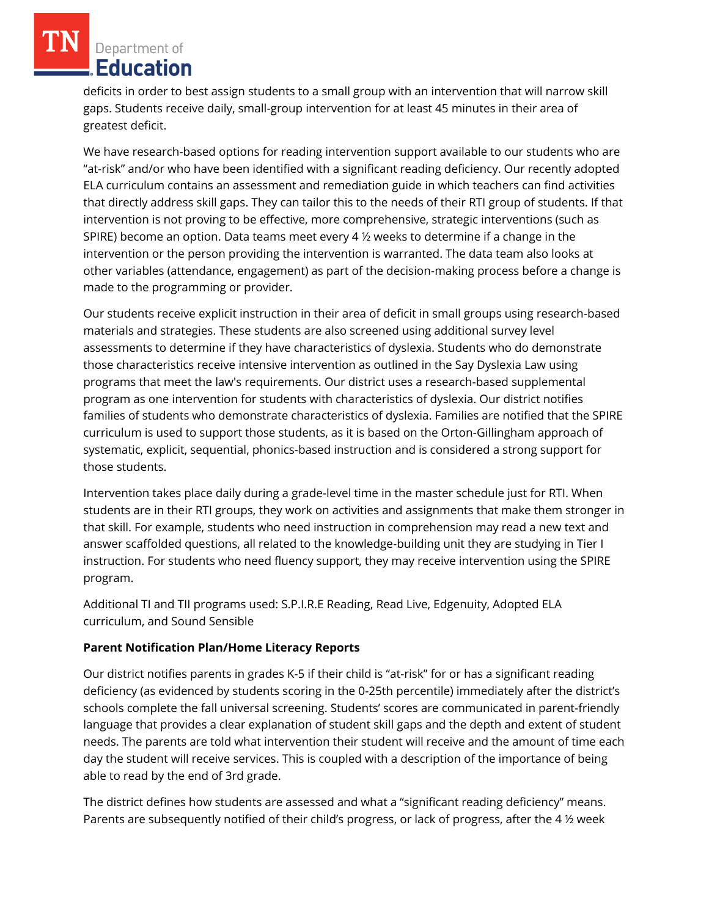deficits in order to best assign students to a small group with an intervention that will narrow skill gaps. Students receive daily, small-group intervention for at least 45 minutes in their area of greatest deficit.

We have research-based options for reading intervention support available to our students who are "at-risk" and/or who have been identified with a significant reading deficiency. Our recently adopted ELA curriculum contains an assessment and remediation guide in which teachers can find activities that directly address skill gaps. They can tailor this to the needs of their RTI group of students. If that intervention is not proving to be effective, more comprehensive, strategic interventions (such as SPIRE) become an option. Data teams meet every 4 ½ weeks to determine if a change in the intervention or the person providing the intervention is warranted. The data team also looks at other variables (attendance, engagement) as part of the decision-making process before a change is made to the programming or provider.

Our students receive explicit instruction in their area of deficit in small groups using research-based materials and strategies. These students are also screened using additional survey level assessments to determine if they have characteristics of dyslexia. Students who do demonstrate those characteristics receive intensive intervention as outlined in the Say Dyslexia Law using programs that meet the law's requirements. Our district uses a research-based supplemental program as one intervention for students with characteristics of dyslexia. Our district notifies families of students who demonstrate characteristics of dyslexia. Families are notified that the SPIRE curriculum is used to support those students, as it is based on the Orton-Gillingham approach of systematic, explicit, sequential, phonics-based instruction and is considered a strong support for those students.

Intervention takes place daily during a grade-level time in the master schedule just for RTI. When students are in their RTI groups, they work on activities and assignments that make them stronger in that skill. For example, students who need instruction in comprehension may read a new text and answer scaffolded questions, all related to the knowledge-building unit they are studying in Tier I instruction. For students who need fluency support, they may receive intervention using the SPIRE program.

Additional TI and TII programs used: S.P.I.R.E Reading, Read Live, Edgenuity, Adopted ELA curriculum, and Sound Sensible

**Parent Notification Plan/Home Literacy Reports**

Our district notifies parents in grades K-5 if their child is "at-risk" for or has a significant reading deficiency (as evidenced by students scoring in the 0-25th percentile) immediately after the district's schools complete the fall universal screening. Students' scores are communicated in parent-friendly language that provides a clear explanation of student skill gaps and the depth and extent of student needs. The parents are told what intervention their student will receive and the amount of time each day the student will receive services. This is coupled with a description of the importance of being able to read by the end of 3rd grade.

The district defines how students are assessed and what a "significant reading deficiency" means. Parents are subsequently notified of their child's progress, or lack of progress, after the 4 ½ week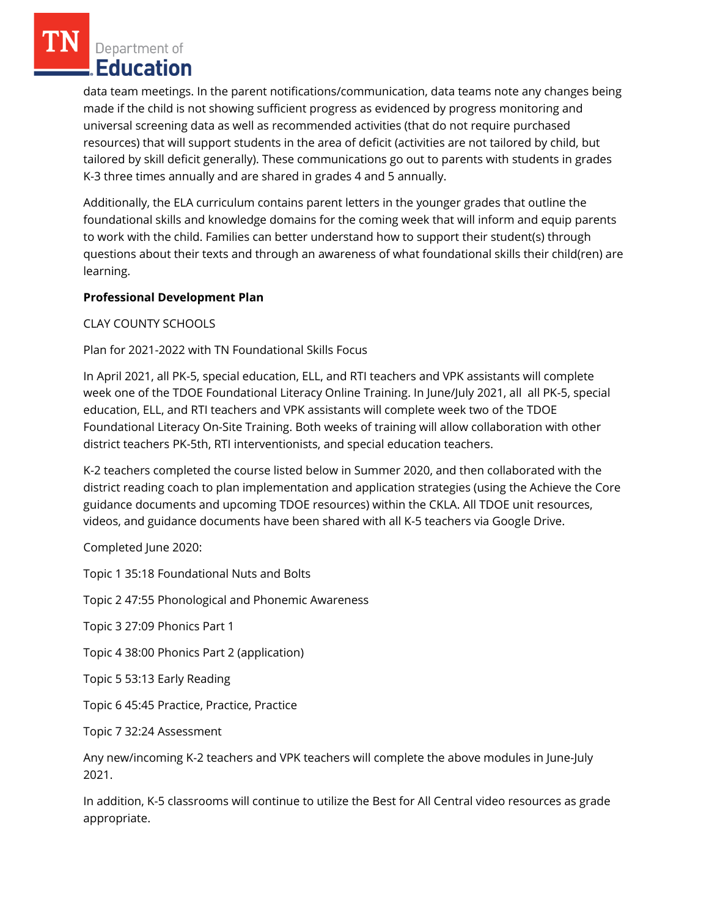data team meetings. In the parent notifications/communication, data teams note any changes being made if the child is not showing sufficient progress as evidenced by progress monitoring and universal screening data as well as recommended activities (that do not require purchased resources) that will support students in the area of deficit (activities are not tailored by child, but tailored by skill deficit generally). These communications go out to parents with students in grades K-3 three times annually and are shared in grades 4 and 5 annually.

Additionally, the ELA curriculum contains parent letters in the younger grades that outline the foundational skills and knowledge domains for the coming week that will inform and equip parents to work with the child. Families can better understand how to support their student(s) through questions about their texts and through an awareness of what foundational skills their child(ren) are learning.

**Professional Development Plan**

CLAY COUNTY SCHOOLS

Plan for 2021-2022 with TN Foundational Skills Focus

In April 2021, all PK-5, special education, ELL, and RTI teachers and VPK assistants will complete week one of the TDOE Foundational Literacy Online Training. In June/July 2021, all all PK-5, special education, ELL, and RTI teachers and VPK assistants will complete week two of the TDOE Foundational Literacy On-Site Training. Both weeks of training will allow collaboration with other district teachers PK-5th, RTI interventionists, and special education teachers.

K-2 teachers completed the course listed below in Summer 2020, and then collaborated with the district reading coach to plan implementation and application strategies (using the Achieve the Core guidance documents and upcoming TDOE resources) within the CKLA. All TDOE unit resources, videos, and guidance documents have been shared with all K-5 teachers via Google Drive.

Completed June 2020:

Topic 1 35:18 Foundational Nuts and Bolts

Topic 2 47:55 Phonological and Phonemic Awareness

Topic 3 27:09 Phonics Part 1

Topic 4 38:00 Phonics Part 2 (application)

Topic 5 53:13 Early Reading

Topic 6 45:45 Practice, Practice, Practice

Topic 7 32:24 Assessment

Any new/incoming K-2 teachers and VPK teachers will complete the above modules in June-July 2021.

In addition, K-5 classrooms will continue to utilize the Best for All Central video resources as grade appropriate.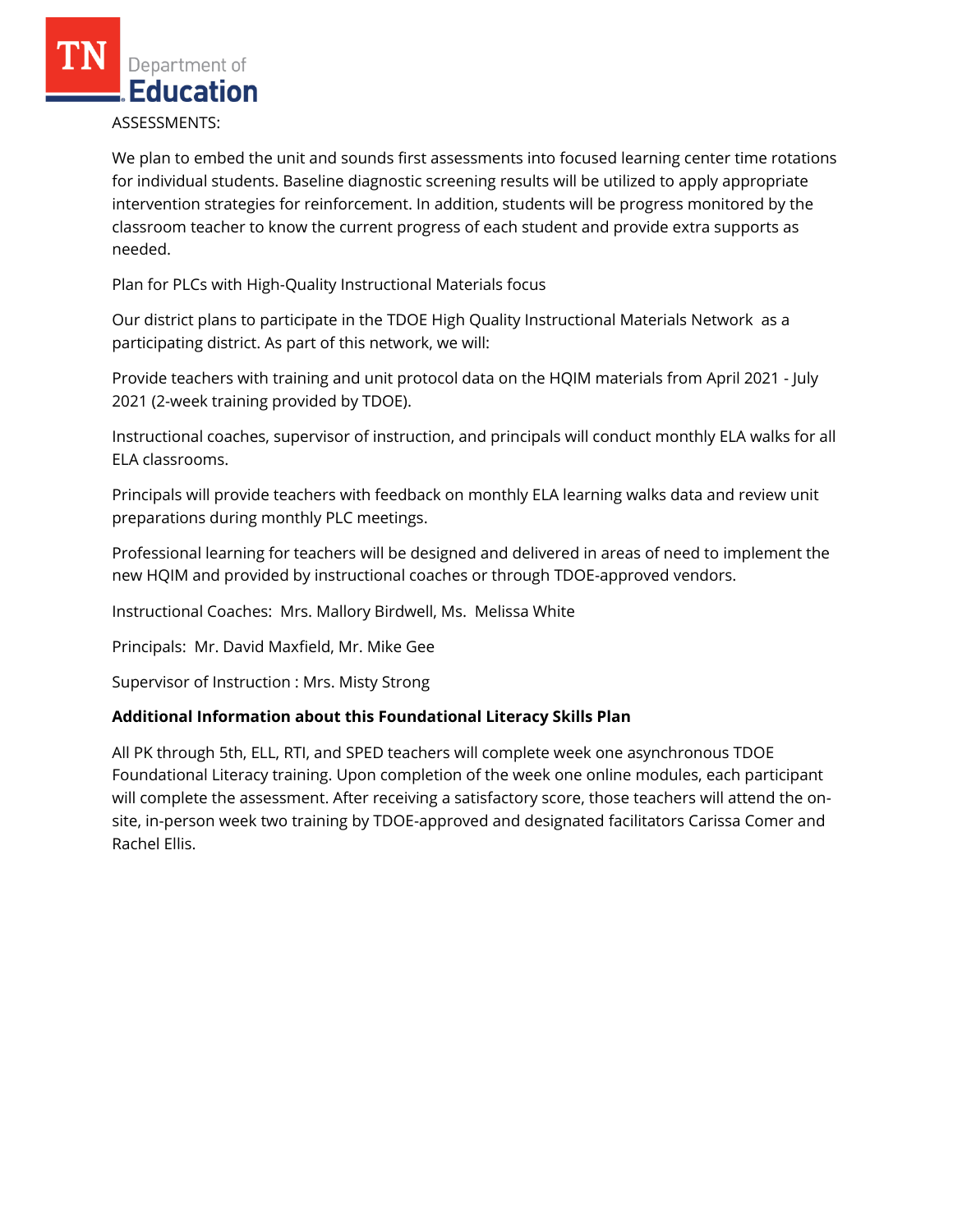ASSESSMENTS:

We plan to embed the unit and sounds first assessments into focused learning center time rotations for individual students. Baseline diagnostic screening results will be utilized to apply appropriate intervention strategies for reinforcement. In addition, students will be progress monitored by the classroom teacher to know the current progress of each student and provide extra supports as needed.

Plan for PLCs with High-Quality Instructional Materials focus

Our district plans to participate in the TDOE High Quality Instructional Materials Network as a participating district. As part of this network, we will:

Provide teachers with training and unit protocol data on the HQIM materials from April 2021 - July 2021 (2-week training provided by TDOE).

Instructional coaches, supervisor of instruction, and principals will conduct monthly ELA walks for all ELA classrooms.

Principals will provide teachers with feedback on monthly ELA learning walks data and review unit preparations during monthly PLC meetings.

Professional learning for teachers will be designed and delivered in areas of need to implement the new HQIM and provided by instructional coaches or through TDOE-approved vendors.

Instructional Coaches: Mrs. Mallory Birdwell, Ms. Melissa White

Principals: Mr. David Maxfield, Mr. Mike Gee

Supervisor of Instruction : Mrs. Misty Strong

**Additional Information about this Foundational Literacy Skills Plan**

All PK through 5th, ELL, RTI, and SPED teachers will complete week one asynchronous TDOE Foundational Literacy training. Upon completion of the week one online modules, each participant will complete the assessment. After receiving a satisfactory score, those teachers will attend the on-site, in-person week two training by TDOE-approved and designated facilitators Carissa Comer and Rachel Ellis.